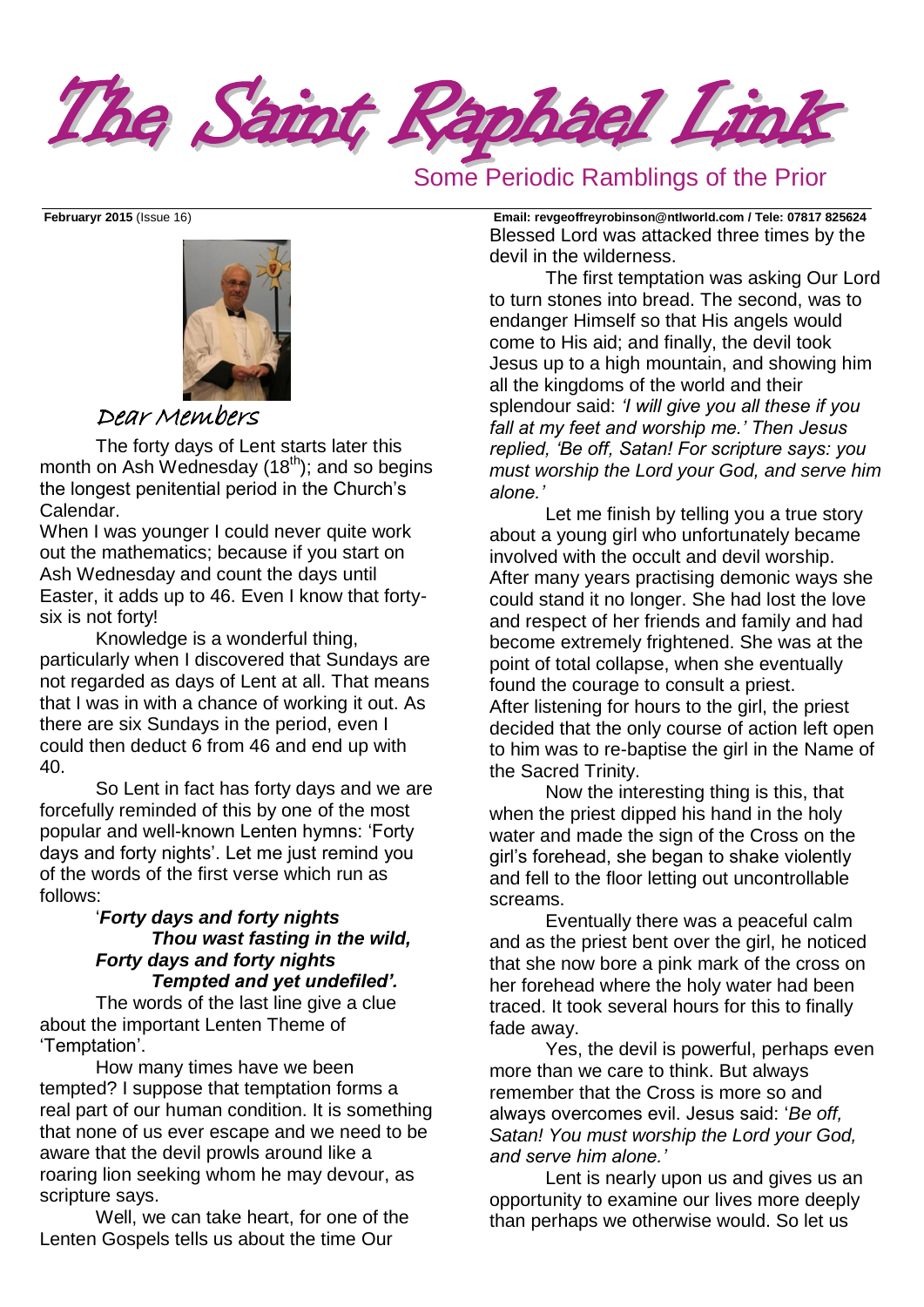# The Saint Raphael Link

Some Periodic Ramblings of the Prior

**Februaryr 2015** (Issue 16) **Email: revgeoffreyrobinson@ntlworld.com / Tele: 07817 825624**

## Dear Members

The forty days of Lent starts later this month on Ash Wednesday (18th); and so begins the longest penitential period in the Church's Calendar.

When I was younger I could never quite work out the mathematics; because if you start on Ash Wednesday and count the days until Easter, it adds up to 46. Even I know that forty-six is not forty!

Knowledge is a wonderful thing, particularly when I discovered that Sundays are not regarded as days of Lent at all. That means that I was in with a chance of working it out. As there are six Sundays in the period, even I could then deduct 6 from 46 and end up with 40.

So Lent in fact has forty days and we are forcefully reminded of this by one of the most popular and well-known Lenten hymns: 'Forty days and forty nights'. Let me just remind you of the words of the first verse which run as follows:

> '***Forty days and forty nights***
> ***Thou wast fasting in the wild,***
> ***Forty days and forty nights***
> ***Tempted and yet undefiled'.***

The words of the last line give a clue about the important Lenten Theme of 'Temptation'.

How many times have we been tempted? I suppose that temptation forms a real part of our human condition. It is something that none of us ever escape and we need to be aware that the devil prowls around like a roaring lion seeking whom he may devour, as scripture says.

Well, we can take heart, for one of the Lenten Gospels tells us about the time Our Blessed Lord was attacked three times by the devil in the wilderness.

The first temptation was asking Our Lord to turn stones into bread. The second, was to endanger Himself so that His angels would come to His aid; and finally, the devil took Jesus up to a high mountain, and showing him all the kingdoms of the world and their splendour said: *'I will give you all these if you fall at my feet and worship me.' Then Jesus replied, 'Be off, Satan! For scripture says: you must worship the Lord your God, and serve him alone.'*

Let me finish by telling you a true story about a young girl who unfortunately became involved with the occult and devil worship. After many years practising demonic ways she could stand it no longer. She had lost the love and respect of her friends and family and had become extremely frightened. She was at the point of total collapse, when she eventually found the courage to consult a priest.

After listening for hours to the girl, the priest decided that the only course of action left open to him was to re-baptise the girl in the Name of the Sacred Trinity.

Now the interesting thing is this, that when the priest dipped his hand in the holy water and made the sign of the Cross on the girl's forehead, she began to shake violently and fell to the floor letting out uncontrollable screams.

Eventually there was a peaceful calm and as the priest bent over the girl, he noticed that she now bore a pink mark of the cross on her forehead where the holy water had been traced. It took several hours for this to finally fade away.

Yes, the devil is powerful, perhaps even more than we care to think. But always remember that the Cross is more so and always overcomes evil. Jesus said: '*Be off, Satan! You must worship the Lord your God, and serve him alone.'*

Lent is nearly upon us and gives us an opportunity to examine our lives more deeply than perhaps we otherwise would. So let us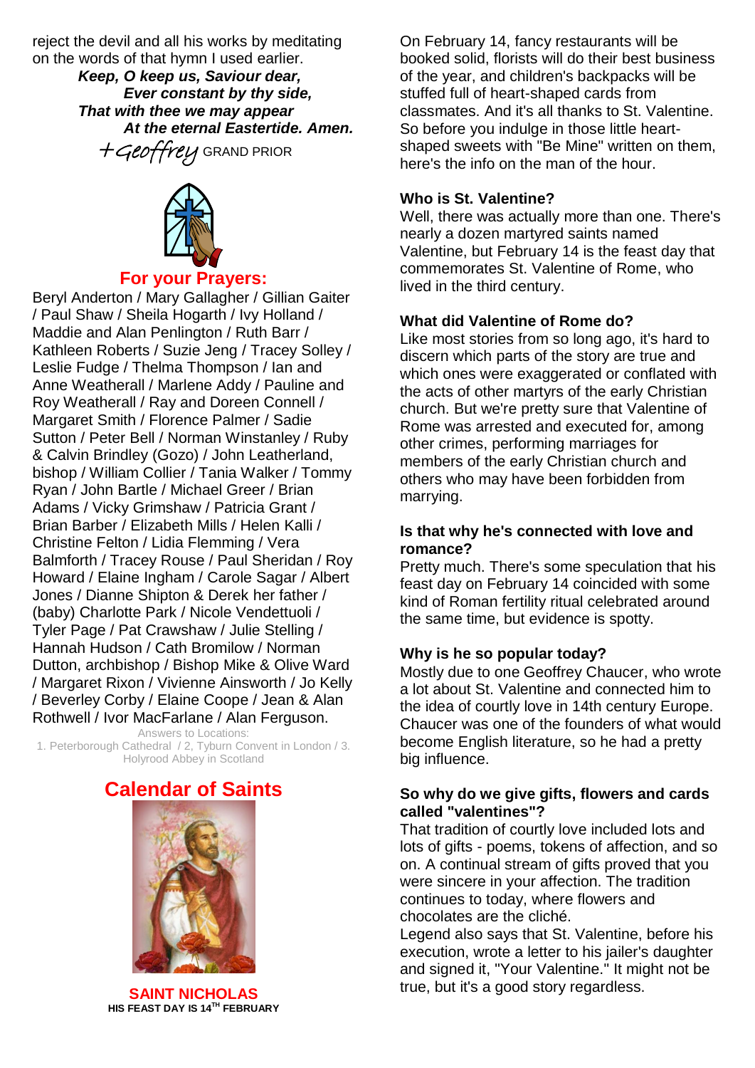reject the devil and all his works by meditating on the words of that hymn I used earlier.

***Keep, O keep us, Saviour dear,***
***Ever constant by thy side,***
***That with thee we may appear***
***At the eternal Eastertide. Amen.***

+Geoffrey GRAND PRIOR

## For your Prayers:

Beryl Anderton / Mary Gallagher / Gillian Gaiter / Paul Shaw / Sheila Hogarth / Ivy Holland / Maddie and Alan Penlington / Ruth Barr / Kathleen Roberts / Suzie Jeng / Tracey Solley / Leslie Fudge / Thelma Thompson / Ian and Anne Weatherall / Marlene Addy / Pauline and Roy Weatherall / Ray and Doreen Connell / Margaret Smith / Florence Palmer / Sadie Sutton / Peter Bell / Norman Winstanley / Ruby & Calvin Brindley (Gozo) / John Leatherland, bishop / William Collier / Tania Walker / Tommy Ryan / John Bartle / Michael Greer / Brian Adams / Vicky Grimshaw / Patricia Grant / Brian Barber / Elizabeth Mills / Helen Kalli / Christine Felton / Lidia Flemming / Vera Balmforth / Tracey Rouse / Paul Sheridan / Roy Howard / Elaine Ingham / Carole Sagar / Albert Jones / Dianne Shipton & Derek her father / (baby) Charlotte Park / Nicole Vendettuoli / Tyler Page / Pat Crawshaw / Julie Stelling / Hannah Hudson / Cath Bromilow / Norman Dutton, archbishop / Bishop Mike & Olive Ward / Margaret Rixon / Vivienne Ainsworth / Jo Kelly / Beverley Corby / Elaine Coope / Jean & Alan Rothwell / Ivor MacFarlane / Alan Ferguson.

Answers to Locations:
1. Peterborough Cathedral / 2, Tyburn Convent in London / 3. Holyrood Abbey in Scotland

## Calendar of Saints

**SAINT NICHOLAS**
**HIS FEAST DAY IS 14TH FEBRUARY**

On February 14, fancy restaurants will be booked solid, florists will do their best business of the year, and children's backpacks will be stuffed full of heart-shaped cards from classmates. And it's all thanks to St. Valentine. So before you indulge in those little heart-shaped sweets with "Be Mine" written on them, here's the info on the man of the hour.

**Who is St. Valentine?**
Well, there was actually more than one. There's nearly a dozen martyred saints named Valentine, but February 14 is the feast day that commemorates St. Valentine of Rome, who lived in the third century.

**What did Valentine of Rome do?**
Like most stories from so long ago, it's hard to discern which parts of the story are true and which ones were exaggerated or conflated with the acts of other martyrs of the early Christian church. But we're pretty sure that Valentine of Rome was arrested and executed for, among other crimes, performing marriages for members of the early Christian church and others who may have been forbidden from marrying.

**Is that why he's connected with love and romance?**
Pretty much. There's some speculation that his feast day on February 14 coincided with some kind of Roman fertility ritual celebrated around the same time, but evidence is spotty.

**Why is he so popular today?**
Mostly due to one Geoffrey Chaucer, who wrote a lot about St. Valentine and connected him to the idea of courtly love in 14th century Europe. Chaucer was one of the founders of what would become English literature, so he had a pretty big influence.

**So why do we give gifts, flowers and cards called "valentines"?**
That tradition of courtly love included lots and lots of gifts - poems, tokens of affection, and so on. A continual stream of gifts proved that you were sincere in your affection. The tradition continues to today, where flowers and chocolates are the cliché.
Legend also says that St. Valentine, before his execution, wrote a letter to his jailer's daughter and signed it, "Your Valentine." It might not be true, but it's a good story regardless.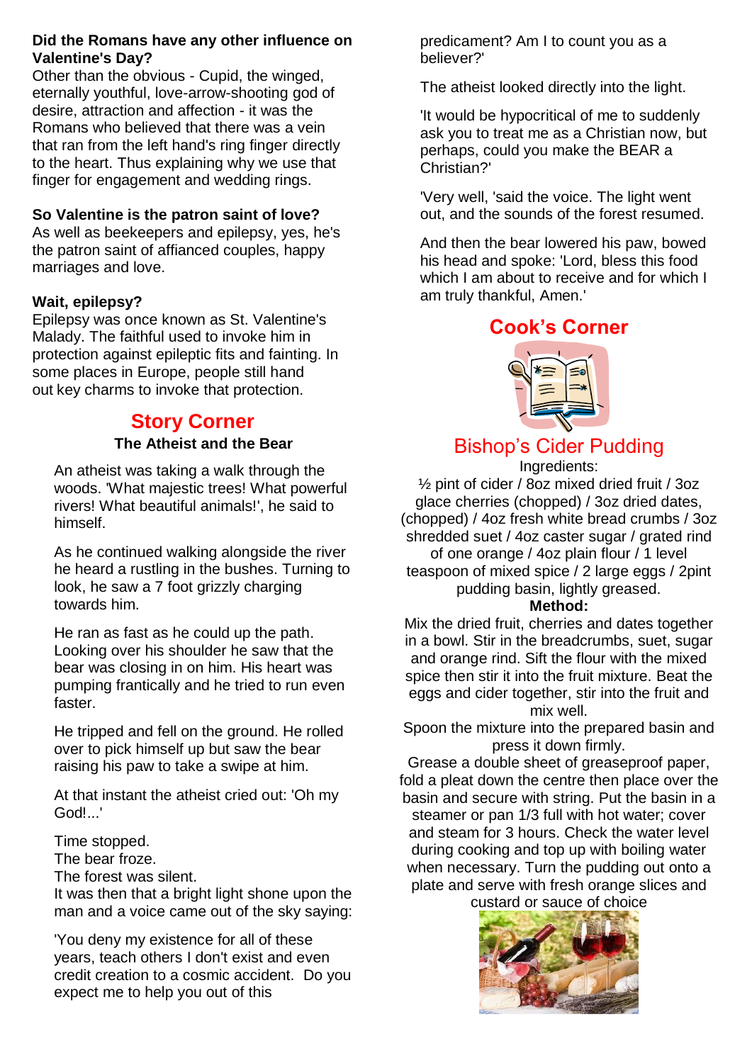**Did the Romans have any other influence on Valentine's Day?**

Other than the obvious - Cupid, the winged, eternally youthful, love-arrow-shooting god of desire, attraction and affection - it was the Romans who believed that there was a vein that ran from the left hand's ring finger directly to the heart. Thus explaining why we use that finger for engagement and wedding rings.

**So Valentine is the patron saint of love?**

As well as beekeepers and epilepsy, yes, he's the patron saint of affianced couples, happy marriages and love.

**Wait, epilepsy?**

Epilepsy was once known as St. Valentine's Malady. The faithful used to invoke him in protection against epileptic fits and fainting. In some places in Europe, people still hand out key charms to invoke that protection.

## Story Corner

### The Atheist and the Bear

An atheist was taking a walk through the woods. 'What majestic trees! What powerful rivers! What beautiful animals!', he said to himself.

As he continued walking alongside the river he heard a rustling in the bushes. Turning to look, he saw a 7 foot grizzly charging towards him.

He ran as fast as he could up the path. Looking over his shoulder he saw that the bear was closing in on him. His heart was pumping frantically and he tried to run even faster.

He tripped and fell on the ground. He rolled over to pick himself up but saw the bear raising his paw to take a swipe at him.

At that instant the atheist cried out: 'Oh my God!...'

Time stopped.
The bear froze.
The forest was silent.
It was then that a bright light shone upon the man and a voice came out of the sky saying:

'You deny my existence for all of these years, teach others I don't exist and even credit creation to a cosmic accident. Do you expect me to help you out of this predicament? Am I to count you as a believer?'

The atheist looked directly into the light.

'It would be hypocritical of me to suddenly ask you to treat me as a Christian now, but perhaps, could you make the BEAR a Christian?'

'Very well, 'said the voice. The light went out, and the sounds of the forest resumed.

And then the bear lowered his paw, bowed his head and spoke: 'Lord, bless this food which I am about to receive and for which I am truly thankful, Amen.'

## Cook's Corner

### Bishop's Cider Pudding

Ingredients:

½ pint of cider / 8oz mixed dried fruit / 3oz glace cherries (chopped) / 3oz dried dates, (chopped) / 4oz fresh white bread crumbs / 3oz shredded suet / 4oz caster sugar / grated rind of one orange / 4oz plain flour / 1 level teaspoon of mixed spice / 2 large eggs / 2pint pudding basin, lightly greased.

**Method:**

Mix the dried fruit, cherries and dates together in a bowl. Stir in the breadcrumbs, suet, sugar and orange rind. Sift the flour with the mixed spice then stir it into the fruit mixture. Beat the eggs and cider together, stir into the fruit and mix well.

Spoon the mixture into the prepared basin and press it down firmly.

Grease a double sheet of greaseproof paper, fold a pleat down the centre then place over the basin and secure with string. Put the basin in a steamer or pan 1/3 full with hot water; cover and steam for 3 hours. Check the water level during cooking and top up with boiling water when necessary. Turn the pudding out onto a plate and serve with fresh orange slices and custard or sauce of choice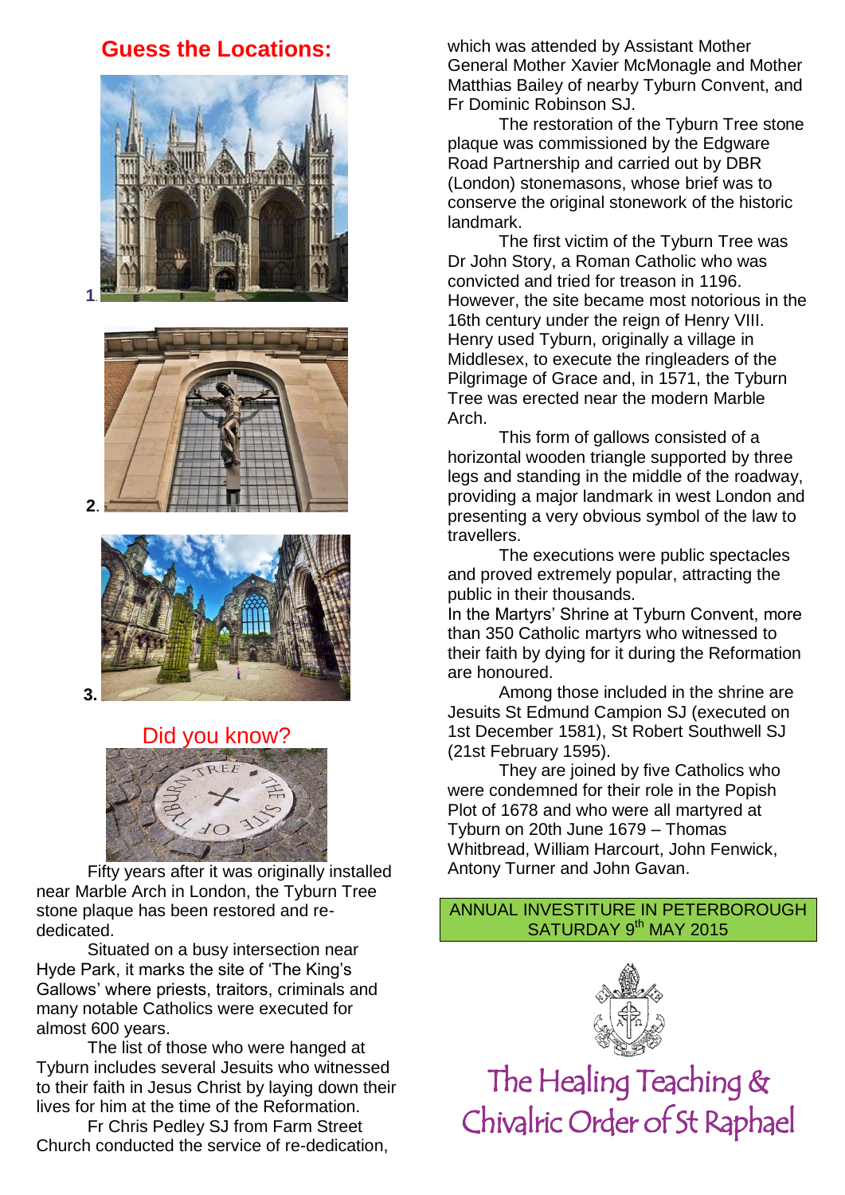## Guess the Locations:

1.

2.

3.

## Did you know?

Fifty years after it was originally installed near Marble Arch in London, the Tyburn Tree stone plaque has been restored and re-dedicated.

Situated on a busy intersection near Hyde Park, it marks the site of 'The King's Gallows' where priests, traitors, criminals and many notable Catholics were executed for almost 600 years.

The list of those who were hanged at Tyburn includes several Jesuits who witnessed to their faith in Jesus Christ by laying down their lives for him at the time of the Reformation.

Fr Chris Pedley SJ from Farm Street Church conducted the service of re-dedication, which was attended by Assistant Mother General Mother Xavier McMonagle and Mother Matthias Bailey of nearby Tyburn Convent, and Fr Dominic Robinson SJ.

The restoration of the Tyburn Tree stone plaque was commissioned by the Edgware Road Partnership and carried out by DBR (London) stonemasons, whose brief was to conserve the original stonework of the historic landmark.

The first victim of the Tyburn Tree was Dr John Story, a Roman Catholic who was convicted and tried for treason in 1196. However, the site became most notorious in the 16th century under the reign of Henry VIII. Henry used Tyburn, originally a village in Middlesex, to execute the ringleaders of the Pilgrimage of Grace and, in 1571, the Tyburn Tree was erected near the modern Marble Arch.

This form of gallows consisted of a horizontal wooden triangle supported by three legs and standing in the middle of the roadway, providing a major landmark in west London and presenting a very obvious symbol of the law to travellers.

The executions were public spectacles and proved extremely popular, attracting the public in their thousands.

In the Martyrs' Shrine at Tyburn Convent, more than 350 Catholic martyrs who witnessed to their faith by dying for it during the Reformation are honoured.

Among those included in the shrine are Jesuits St Edmund Campion SJ (executed on 1st December 1581), St Robert Southwell SJ (21st February 1595).

They are joined by five Catholics who were condemned for their role in the Popish Plot of 1678 and who were all martyred at Tyburn on 20th June 1679 – Thomas Whitbread, William Harcourt, John Fenwick, Antony Turner and John Gavan.

**ANNUAL INVESTITURE IN PETERBOROUGH SATURDAY 9th MAY 2015**

# The Healing Teaching & Chivalric Order of St Raphael